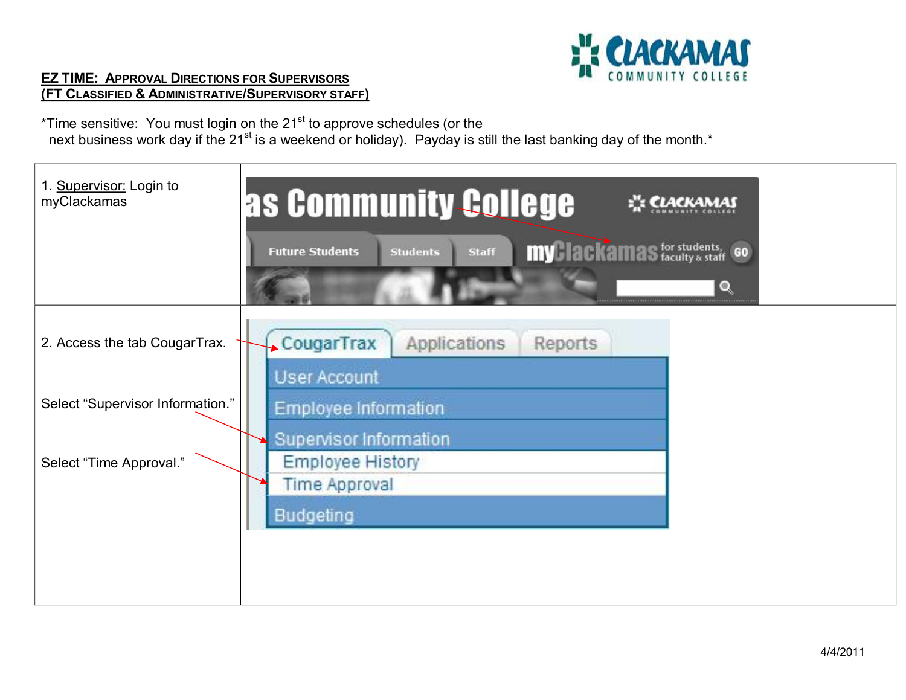# EZ TIME: APPROVAL DIRECTIONS FOR SUPERVISORS
## (FT CLASSIFIED & ADMINISTRATIVE/SUPERVISORY STAFF)

*Time sensitive: You must login on the 21st to approve schedules (or the next business work day if the 21st is a weekend or holiday). Payday is still the last banking day of the month.*

| | |
|---|---|
| 1. Supervisor: Login to myClackamas | |
| 2. Access the tab CougarTrax.<br><br>Select "Supervisor Information."<br><br>Select "Time Approval." | |

4/4/2011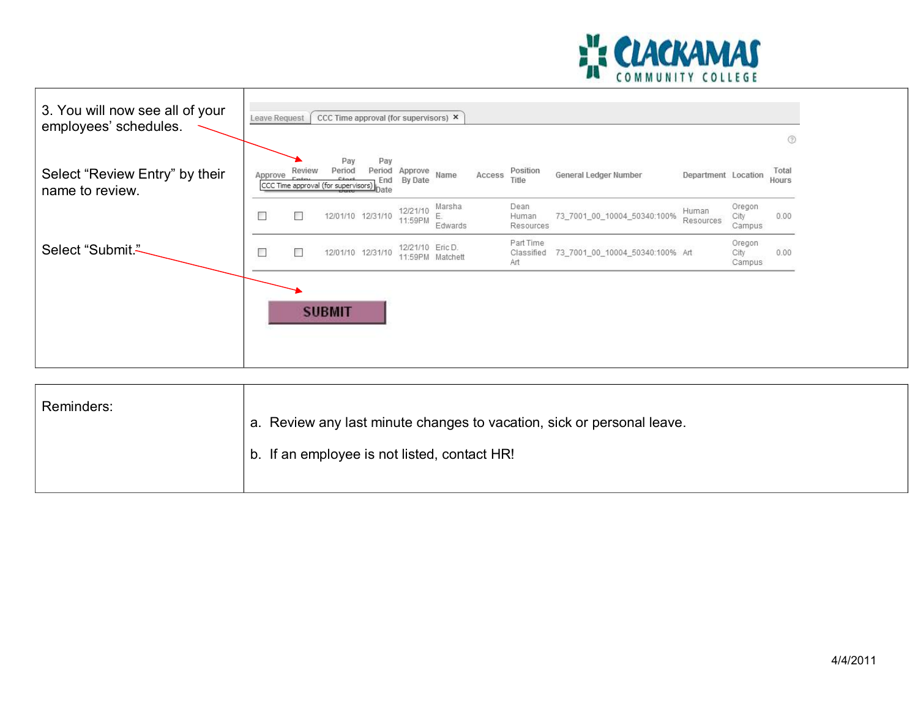| | |
|---|---|
| 3. You will now see all of your employees' schedules.<br><br>Select "Review Entry" by their name to review.<br><br>Select "Submit." | Leave Request \| CCC Time approval (for supervisors) ×<br><br>(table shown below) |

| Approve | Review Entry | Pay Period Start Date | Pay Period End Date | Approve By Date | Name | Access | Position Title | General Ledger Number | Department | Location | Total Hours |
|---|---|---|---|---|---|---|---|---|---|---|---|
| ☐ | ☐ | 12/01/10 | 12/31/10 | 12/21/10 11:59PM | Marsha E. Edwards | | Dean Human Resources | 73_7001_00_10004_50340:100% | Human Resources | Oregon City Campus | 0.00 |
| ☐ | ☐ | 12/01/10 | 12/31/10 | 12/21/10 11:59PM | Eric D. Matchett | | Part Time Classified Art | 73_7001_00_10004_50340:100% | Art | Oregon City Campus | 0.00 |

**SUBMIT**

| | |
|---|---|
| Reminders: | a. Review any last minute changes to vacation, sick or personal leave.<br><br>b. If an employee is not listed, contact HR! |

4/4/2011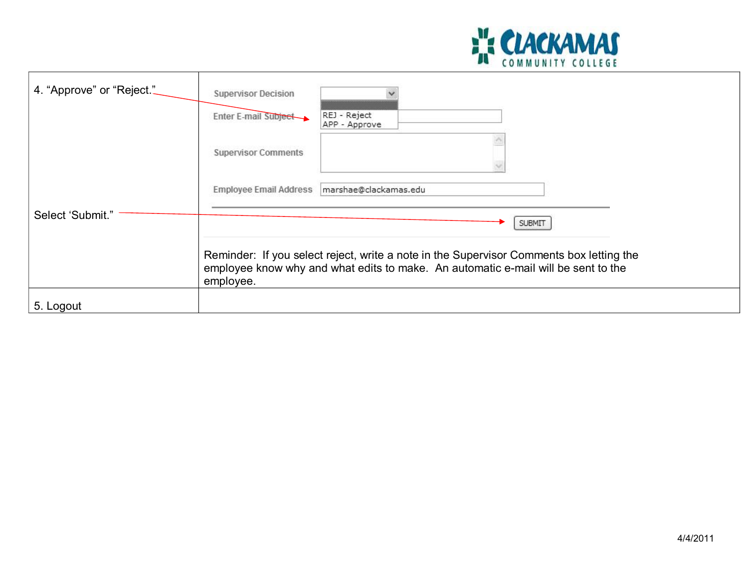| | |
|---|---|
| 4. "Approve" or "Reject."<br><br>Select 'Submit." | Supervisor Decision [ ▼ ] REJ - Reject / APP - Approve<br>Enter E-mail Subject<br>Supervisor Comments<br>Employee Email Address marshae@clackamas.edu<br>SUBMIT<br><br>Reminder: If you select reject, write a note in the Supervisor Comments box letting the employee know why and what edits to make. An automatic e-mail will be sent to the employee. |
| 5. Logout | |

4/4/2011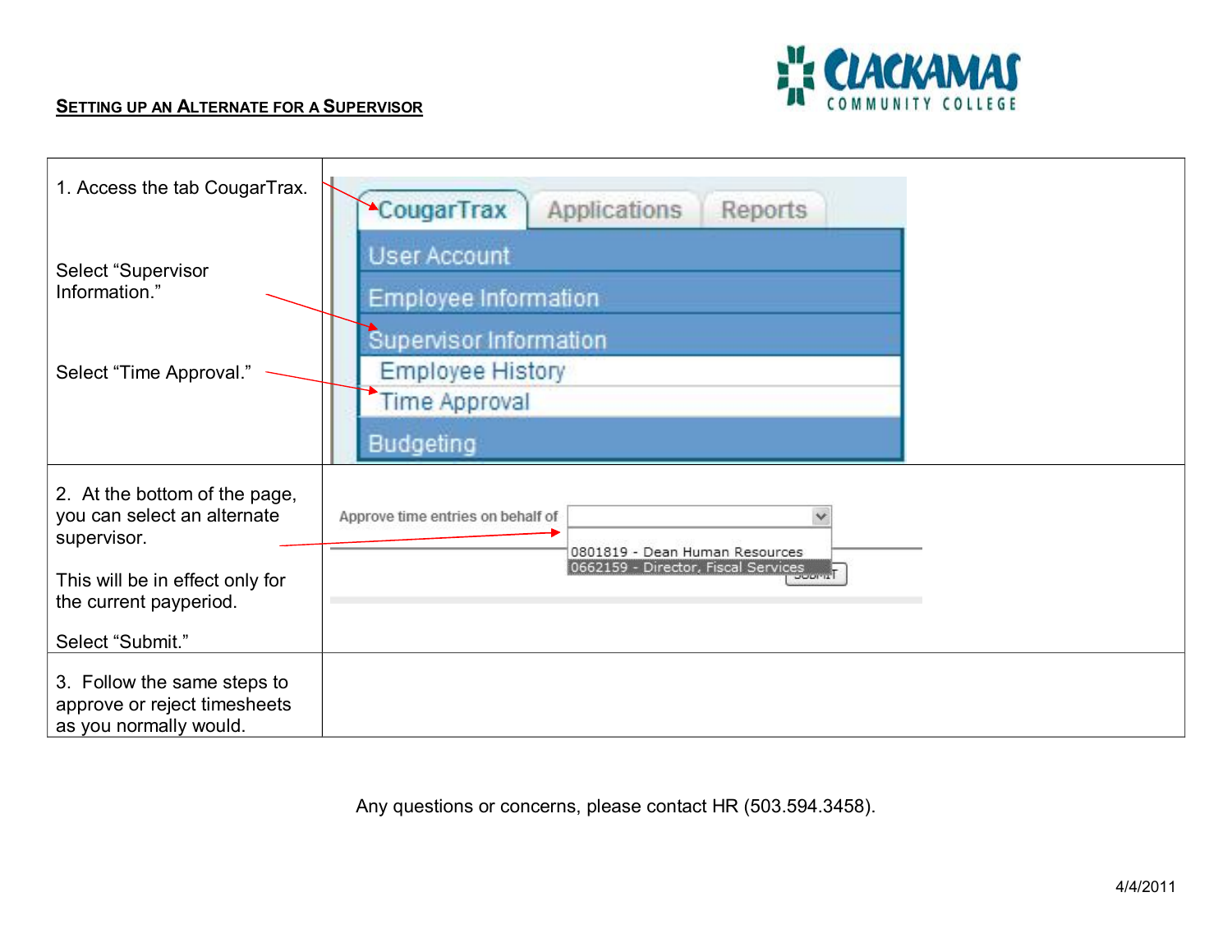## SETTING UP AN ALTERNATE FOR A SUPERVISOR

| | |
|---|---|
| 1. Access the tab CougarTrax.<br><br>Select "Supervisor Information."<br><br>Select "Time Approval." | CougarTrax / Applications / Reports<br>User Account<br>Employee Information<br>Supervisor Information<br>Employee History<br>Time Approval<br>Budgeting |
| 2. At the bottom of the page, you can select an alternate supervisor.<br><br>This will be in effect only for the current payperiod.<br><br>Select "Submit." | Approve time entries on behalf of<br>0801819 - Dean Human Resources<br>0662159 - Director, Fiscal Services |
| 3. Follow the same steps to approve or reject timesheets as you normally would. | |

Any questions or concerns, please contact HR (503.594.3458).

4/4/2011